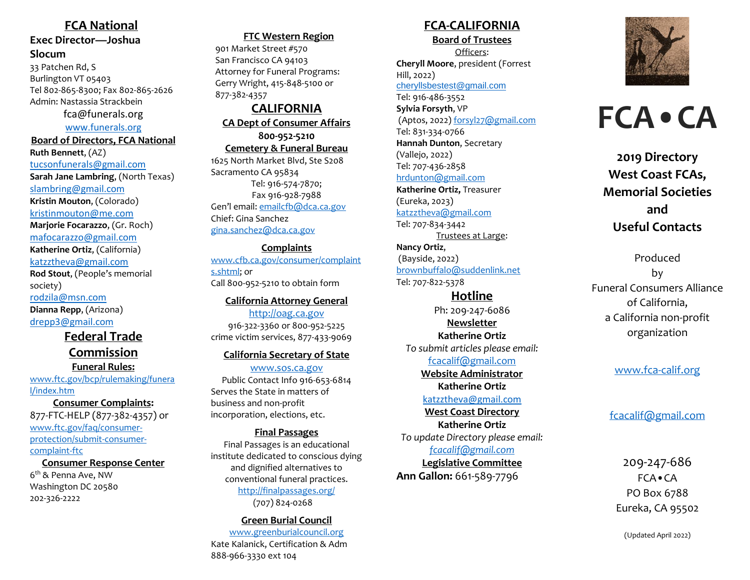## FCA National

**Exec Director—Joshua Slocum**

33 Patchen Rd, S
Burlington VT 05403
Tel 802-865-8300; Fax 802-865-2626
Admin: Nastassia Strackbein
fca@funerals.org
www.funerals.org

**Board of Directors, FCA National**

**Ruth Bennett**, (AZ)
tucsonfunerals@gmail.com
**Sarah Jane Lambring**, (North Texas)
slambring@gmail.com
**Kristin Mouton**, (Colorado)
kristinmouton@me.com
**Marjorie Focarazzo**, (Gr. Roch)
mafocarazzo@gmail.com
**Katherine Ortiz**, (California)
katzztheva@gmail.com
**Rod Stout**, (People's memorial society)
rodzila@msn.com
**Dianna Repp**, (Arizona)
drepp3@gmail.com

## Federal Trade Commission

**Funeral Rules:**
www.ftc.gov/bcp/rulemaking/funeral/index.htm

**Consumer Complaints:**
877-FTC-HELP (877-382-4357) or
www.ftc.gov/faq/consumer-protection/submit-consumer-complaint-ftc

**Consumer Response Center**
6th & Penna Ave, NW
Washington DC 20580
202-326-2222

**FTC Western Region**
901 Market Street #570
San Francisco CA 94103
Attorney for Funeral Programs:
Gerry Wright, 415-848-5100 or
877-382-4357

## CALIFORNIA

**CA Dept of Consumer Affairs**
**800-952-5210**

**Cemetery & Funeral Bureau**
1625 North Market Blvd, Ste S208
Sacramento CA 95834
Tel: 916-574-7870;
Fax 916-928-7988
Gen'l email: emailcfb@dca.ca.gov
Chief: Gina Sanchez
gina.sanchez@dca.ca.gov

**Complaints**
www.cfb.ca.gov/consumer/complaints.shtml; or
Call 800-952-5210 to obtain form

**California Attorney General**
http://oag.ca.gov
916-322-3360 or 800-952-5225
crime victim services, 877-433-9069

**California Secretary of State**
www.sos.ca.gov
Public Contact Info 916-653-6814
Serves the State in matters of business and non-profit incorporation, elections, etc.

**Final Passages**
Final Passages is an educational institute dedicated to conscious dying and dignified alternatives to conventional funeral practices.
http://finalpassages.org/
(707) 824-0268

**Green Burial Council**
www.greenburialcouncil.org
Kate Kalanick, Certification & Adm
888-966-3330 ext 104

## FCA-CALIFORNIA

**Board of Trustees**

Officers:

**Cheryll Moore**, president (Forrest Hill, 2022)
cheryllsbestest@gmail.com
Tel: 916-486-3552
**Sylvia Forsyth**, VP
(Aptos, 2022) forsyl27@gmail.com
Tel: 831-334-0766
**Hannah Dunton**, Secretary
(Vallejo, 2022)
Tel: 707-436-2858
hrdunton@gmail.com
**Katherine Ortiz**, Treasurer
(Eureka, 2023)
katzztheva@gmail.com
Tel: 707-834-3442

Trustees at Large:

**Nancy Ortiz**,
(Bayside, 2022)
brownbuffalo@suddenlink.net
Tel: 707-822-5378

**Hotline**
Ph: 209-247-6086

**Newsletter**
**Katherine Ortiz**
*To submit articles please email:*
fcacalif@gmail.com

**Website Administrator**
**Katherine Ortiz**
katzztheva@gmail.com

**West Coast Directory**
**Katherine Ortiz**
*To update Directory please email:*
*fcacalif@gmail.com*

**Legislative Committee**
**Ann Gallon:** 661-589-7796

# FCA • CA

**2019 Directory
West Coast FCAs,
Memorial Societies
and
Useful Contacts**

Produced
by
Funeral Consumers Alliance
of California,
a California non-profit
organization

www.fca-calif.org

fcacalif@gmail.com

209-247-686
FCA • CA
PO Box 6788
Eureka, CA 95502

(Updated April 2022)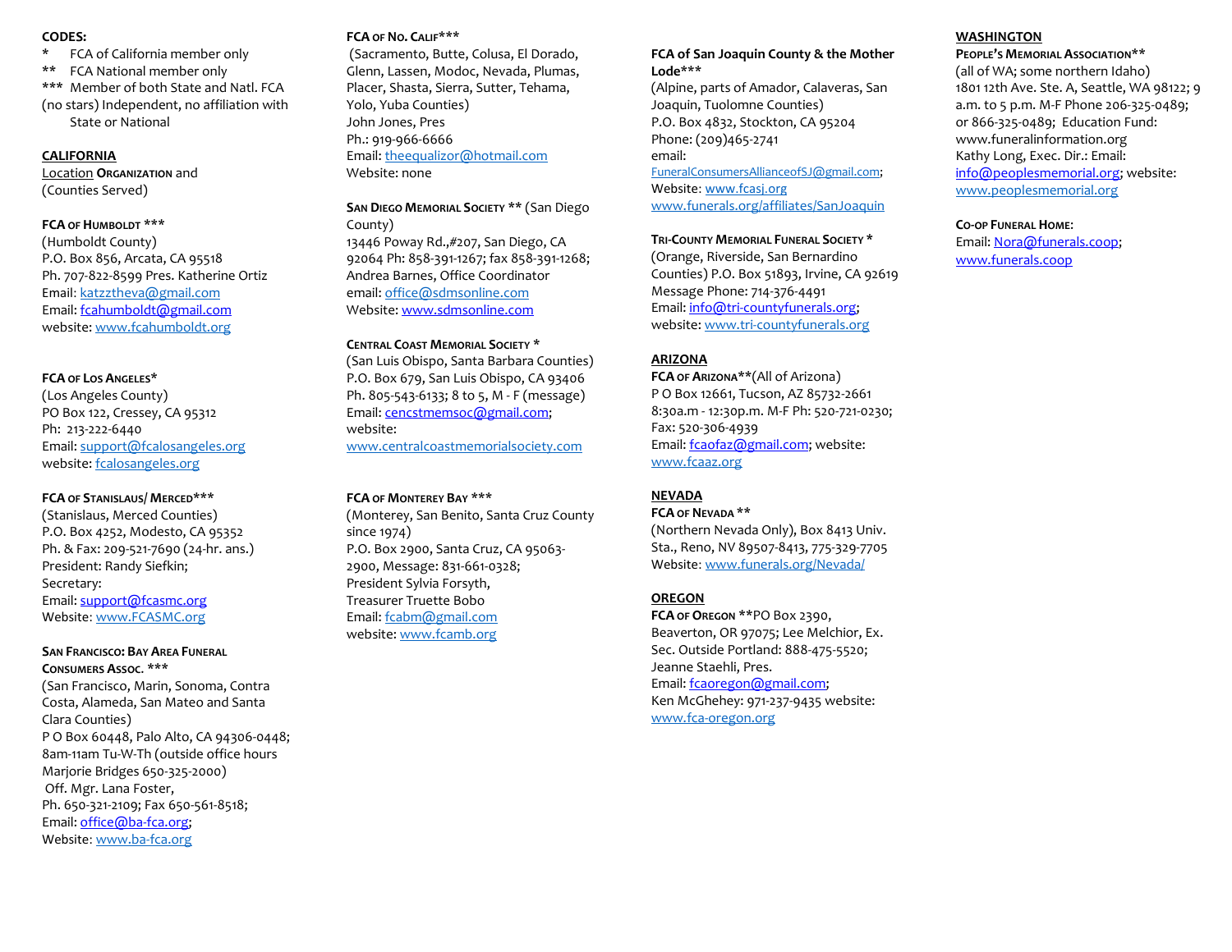**CODES:**

*   FCA of California member only
**  FCA National member only
***  Member of both State and Natl. FCA
(no stars) Independent, no affiliation with State or National

## CALIFORNIA

Location **Organization** and
(Counties Served)

**FCA of Humboldt** ***
(Humboldt County)
P.O. Box 856, Arcata, CA 95518
Ph. 707-822-8599 Pres. Katherine Ortiz
Email: katzztheva@gmail.com
Email: fcahumboldt@gmail.com
website: www.fcahumboldt.org

**FCA of Los Angeles***
(Los Angeles County)
PO Box 122, Cressey, CA 95312
Ph: 213-222-6440
Email: support@fcalosangeles.org
website: fcalosangeles.org

**FCA of Stanislaus/ Merced*****
(Stanislaus, Merced Counties)
P.O. Box 4252, Modesto, CA 95352
Ph. & Fax: 209-521-7690 (24-hr. ans.)
President: Randy Siefkin;
Secretary:
Email: support@fcasmc.org
Website: www.FCASMC.org

**San Francisco: Bay Area Funeral Consumers Assoc.** ***
(San Francisco, Marin, Sonoma, Contra Costa, Alameda, San Mateo and Santa Clara Counties)
P O Box 60448, Palo Alto, CA 94306-0448;
8am-11am Tu-W-Th (outside office hours Marjorie Bridges 650-325-2000)
Off. Mgr. Lana Foster,
Ph. 650-321-2109; Fax 650-561-8518;
Email: office@ba-fca.org;
Website: www.ba-fca.org

**FCA of No. Calif*****
(Sacramento, Butte, Colusa, El Dorado, Glenn, Lassen, Modoc, Nevada, Plumas, Placer, Shasta, Sierra, Sutter, Tehama, Yolo, Yuba Counties)
John Jones, Pres
Ph.: 919-966-6666
Email: theequalizor@hotmail.com
Website: none

**San Diego Memorial Society** ** (San Diego County)
13446 Poway Rd.,#207, San Diego, CA 92064 Ph: 858-391-1267; fax 858-391-1268;
Andrea Barnes, Office Coordinator
email: office@sdmsonline.com
Website: www.sdmsonline.com

**Central Coast Memorial Society** *
(San Luis Obispo, Santa Barbara Counties)
P.O. Box 679, San Luis Obispo, CA 93406
Ph. 805-543-6133; 8 to 5, M - F (message)
Email: cencstmemsoc@gmail.com;
website:
www.centralcoastmemorialsociety.com

**FCA of Monterey Bay** ***
(Monterey, San Benito, Santa Cruz County since 1974)
P.O. Box 2900, Santa Cruz, CA 95063-2900, Message: 831-661-0328;
President Sylvia Forsyth,
Treasurer Truette Bobo
Email: fcabm@gmail.com
website: www.fcamb.org

**FCA of San Joaquin County & the Mother Lode*****
(Alpine, parts of Amador, Calaveras, San Joaquin, Tuolumne Counties)
P.O. Box 4832, Stockton, CA 95204
Phone: (209)465-2741
email:
FuneralConsumersAllianceofSJ@gmail.com;
Website: www.fcasj.org
www.funerals.org/affiliates/SanJoaquin

**Tri-County Memorial Funeral Society** *
(Orange, Riverside, San Bernardino Counties) P.O. Box 51893, Irvine, CA 92619
Message Phone: 714-376-4491
Email: info@tri-countyfunerals.org;
website: www.tri-countyfunerals.org

## ARIZONA

**FCA of Arizona****(All of Arizona)
P O Box 12661, Tucson, AZ 85732-2661
8:30a.m - 12:30p.m. M-F Ph: 520-721-0230;
Fax: 520-306-4939
Email: fcaofaz@gmail.com; website:
www.fcaaz.org

## NEVADA

**FCA of Nevada** **
(Northern Nevada Only), Box 8413 Univ. Sta., Reno, NV 89507-8413, 775-329-7705
Website: www.funerals.org/Nevada/

## OREGON

**FCA of Oregon** **PO Box 2390, Beaverton, OR 97075; Lee Melchior, Ex. Sec. Outside Portland: 888-475-5520;
Jeanne Staehli, Pres.
Email: fcaoregon@gmail.com;
Ken McGhehey: 971-237-9435 website:
www.fca-oregon.org

## WASHINGTON

**People's Memorial Association****
(all of WA; some northern Idaho)
1801 12th Ave. Ste. A, Seattle, WA 98122; 9 a.m. to 5 p.m. M-F Phone 206-325-0489; or 866-325-0489; Education Fund:
www.funeralinformation.org
Kathy Long, Exec. Dir.: Email:
info@peoplesmemorial.org; website:
www.peoplesmemorial.org

**Co-op Funeral Home:**
Email: Nora@funerals.coop;
www.funerals.coop